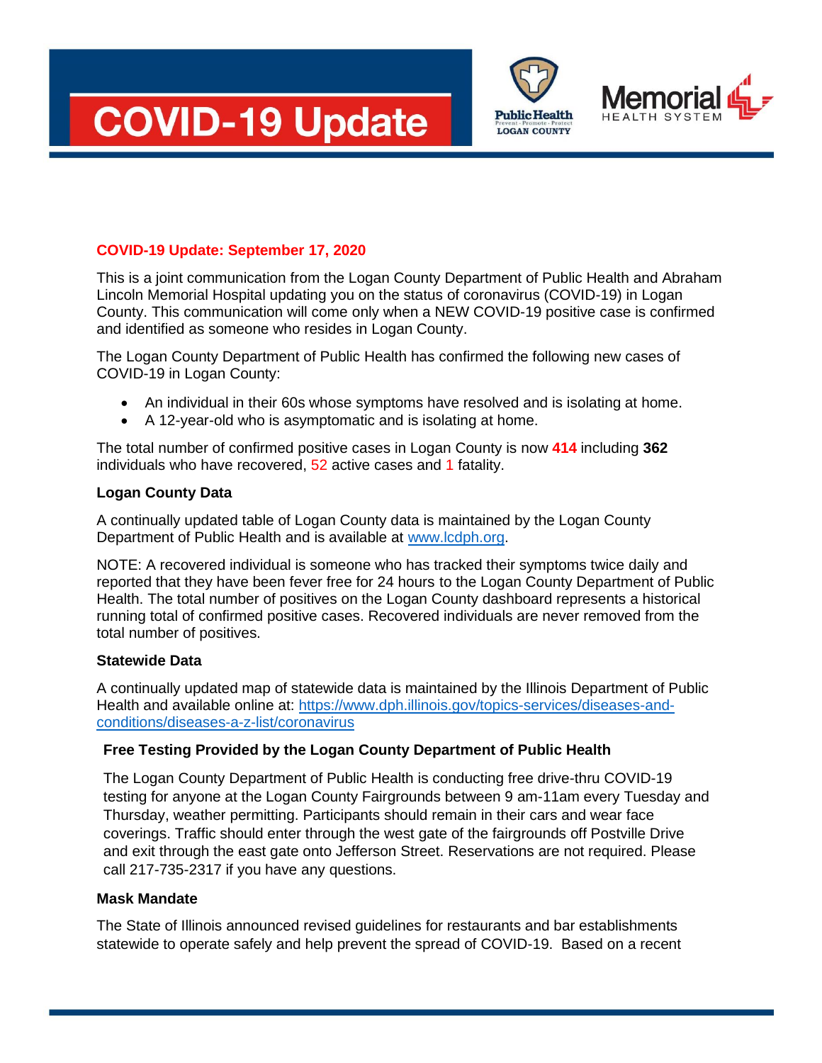# COVID-19 Update

Public Health LOGAN COUNTY

Memorial HEALTH SYSTEM

**COVID-19 Update: September 17, 2020**

This is a joint communication from the Logan County Department of Public Health and Abraham Lincoln Memorial Hospital updating you on the status of coronavirus (COVID-19) in Logan County. This communication will come only when a NEW COVID-19 positive case is confirmed and identified as someone who resides in Logan County.

The Logan County Department of Public Health has confirmed the following new cases of COVID-19 in Logan County:

- An individual in their 60s whose symptoms have resolved and is isolating at home.
- A 12-year-old who is asymptomatic and is isolating at home.

The total number of confirmed positive cases in Logan County is now **414** including **362** individuals who have recovered, 52 active cases and 1 fatality.

**Logan County Data**

A continually updated table of Logan County data is maintained by the Logan County Department of Public Health and is available at www.lcdph.org.

NOTE: A recovered individual is someone who has tracked their symptoms twice daily and reported that they have been fever free for 24 hours to the Logan County Department of Public Health. The total number of positives on the Logan County dashboard represents a historical running total of confirmed positive cases. Recovered individuals are never removed from the total number of positives.

**Statewide Data**

A continually updated map of statewide data is maintained by the Illinois Department of Public Health and available online at: https://www.dph.illinois.gov/topics-services/diseases-and-conditions/diseases-a-z-list/coronavirus

**Free Testing Provided by the Logan County Department of Public Health**

The Logan County Department of Public Health is conducting free drive-thru COVID-19 testing for anyone at the Logan County Fairgrounds between 9 am-11am every Tuesday and Thursday, weather permitting. Participants should remain in their cars and wear face coverings. Traffic should enter through the west gate of the fairgrounds off Postville Drive and exit through the east gate onto Jefferson Street. Reservations are not required. Please call 217-735-2317 if you have any questions.

**Mask Mandate**

The State of Illinois announced revised guidelines for restaurants and bar establishments statewide to operate safely and help prevent the spread of COVID-19. Based on a recent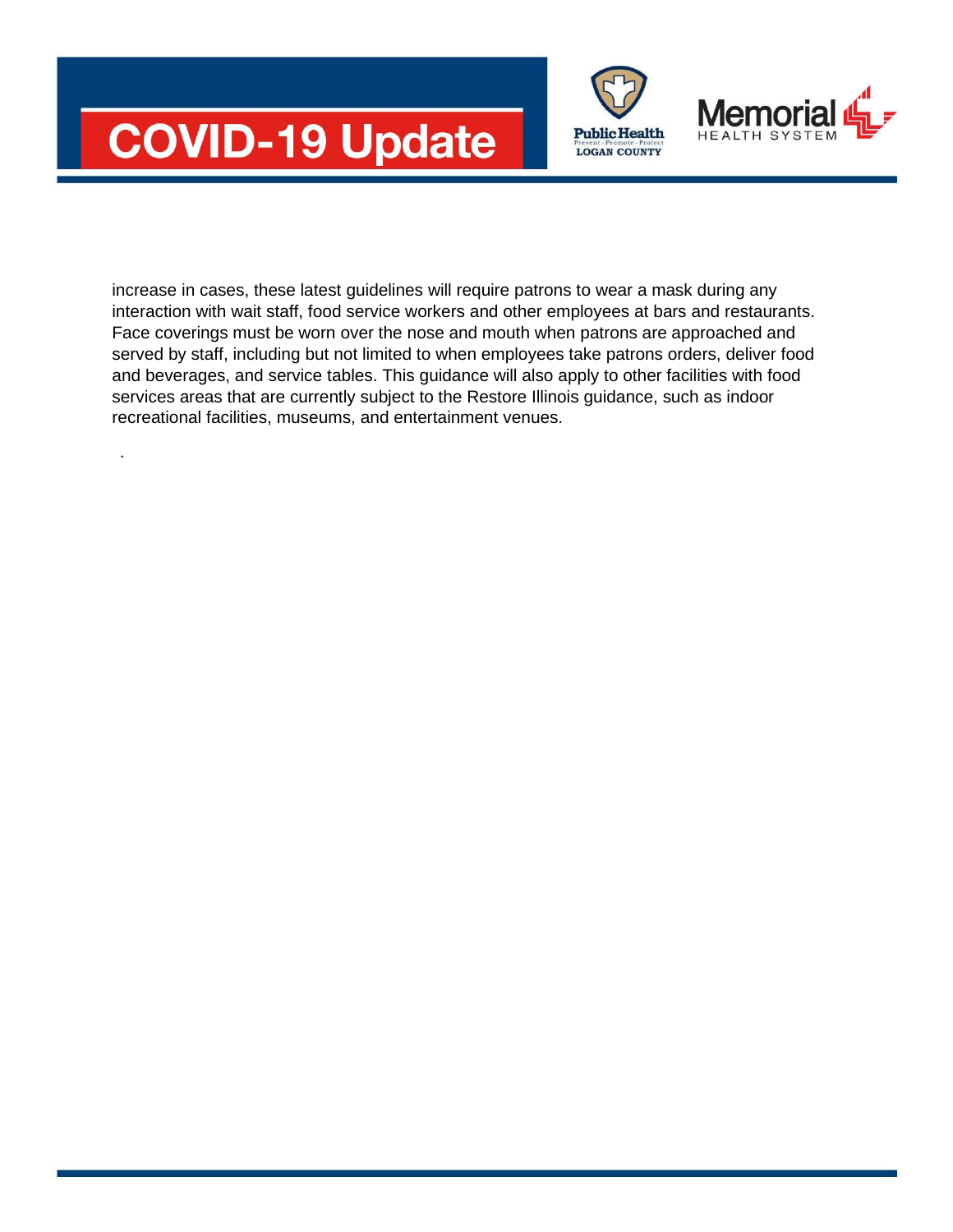increase in cases, these latest guidelines will require patrons to wear a mask during any interaction with wait staff, food service workers and other employees at bars and restaurants. Face coverings must be worn over the nose and mouth when patrons are approached and served by staff, including but not limited to when employees take patrons orders, deliver food and beverages, and service tables. This guidance will also apply to other facilities with food services areas that are currently subject to the Restore Illinois guidance, such as indoor recreational facilities, museums, and entertainment venues.